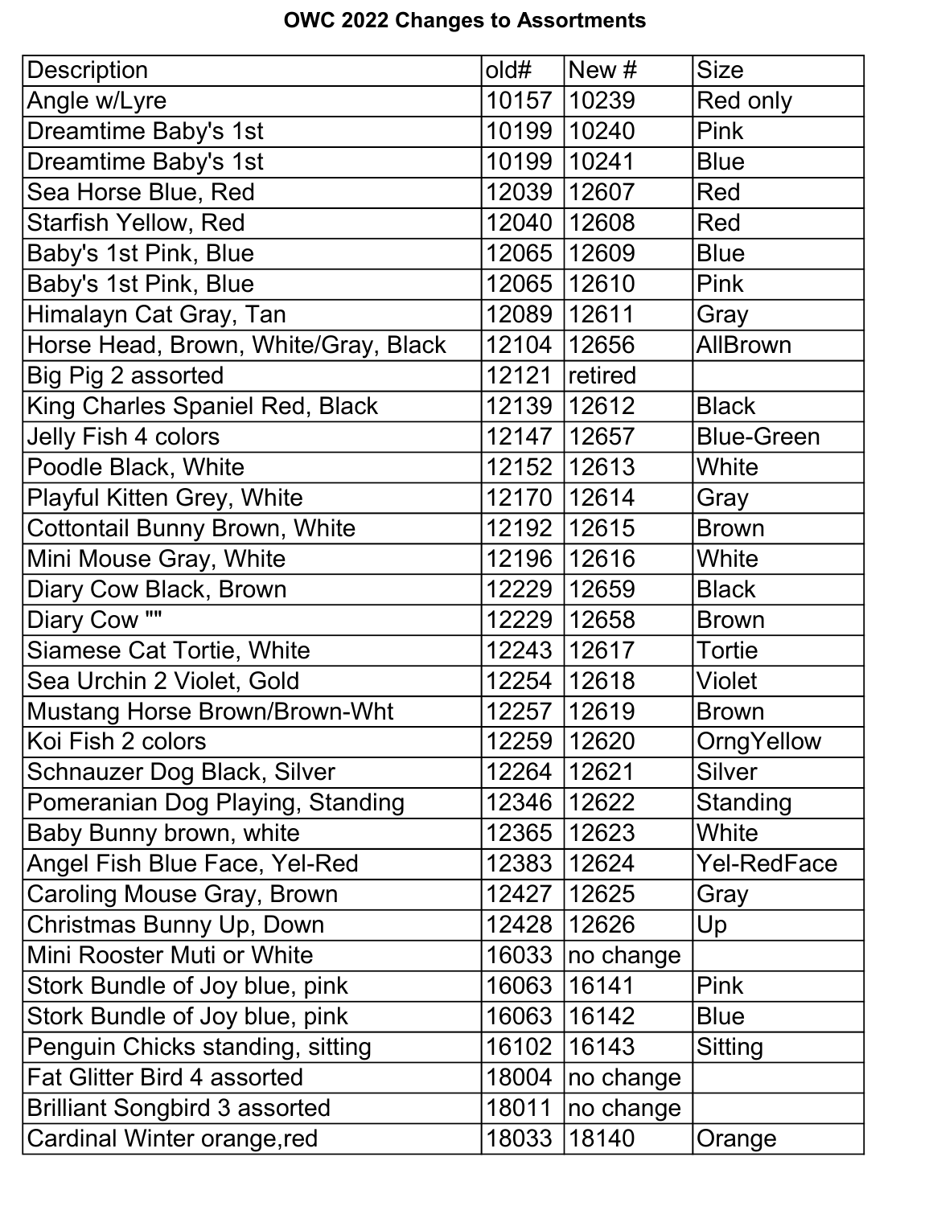# OWC 2022 Changes to Assortments

| Description | old# | New # | Size |
|---|---|---|---|
| Angle w/Lyre | 10157 | 10239 | Red only |
| Dreamtime Baby's 1st | 10199 | 10240 | Pink |
| Dreamtime Baby's 1st | 10199 | 10241 | Blue |
| Sea Horse Blue, Red | 12039 | 12607 | Red |
| Starfish Yellow, Red | 12040 | 12608 | Red |
| Baby's 1st Pink, Blue | 12065 | 12609 | Blue |
| Baby's 1st Pink, Blue | 12065 | 12610 | Pink |
| Himalayn Cat Gray, Tan | 12089 | 12611 | Gray |
| Horse Head, Brown, White/Gray, Black | 12104 | 12656 | AllBrown |
| Big Pig 2 assorted | 12121 | retired | |
| King Charles Spaniel Red, Black | 12139 | 12612 | Black |
| Jelly Fish 4 colors | 12147 | 12657 | Blue-Green |
| Poodle Black, White | 12152 | 12613 | White |
| Playful Kitten Grey, White | 12170 | 12614 | Gray |
| Cottontail Bunny Brown, White | 12192 | 12615 | Brown |
| Mini Mouse Gray, White | 12196 | 12616 | White |
| Diary Cow Black, Brown | 12229 | 12659 | Black |
| Diary Cow "" | 12229 | 12658 | Brown |
| Siamese Cat Tortie, White | 12243 | 12617 | Tortie |
| Sea Urchin 2 Violet, Gold | 12254 | 12618 | Violet |
| Mustang Horse Brown/Brown-Wht | 12257 | 12619 | Brown |
| Koi Fish 2 colors | 12259 | 12620 | OrngYellow |
| Schnauzer Dog Black, Silver | 12264 | 12621 | Silver |
| Pomeranian Dog Playing, Standing | 12346 | 12622 | Standing |
| Baby Bunny brown, white | 12365 | 12623 | White |
| Angel Fish Blue Face, Yel-Red | 12383 | 12624 | Yel-RedFace |
| Caroling Mouse Gray, Brown | 12427 | 12625 | Gray |
| Christmas Bunny Up, Down | 12428 | 12626 | Up |
| Mini Rooster Muti or White | 16033 | no change | |
| Stork Bundle of Joy blue, pink | 16063 | 16141 | Pink |
| Stork Bundle of Joy blue, pink | 16063 | 16142 | Blue |
| Penguin Chicks standing, sitting | 16102 | 16143 | Sitting |
| Fat Glitter Bird 4 assorted | 18004 | no change | |
| Brilliant Songbird 3 assorted | 18011 | no change | |
| Cardinal Winter orange,red | 18033 | 18140 | Orange |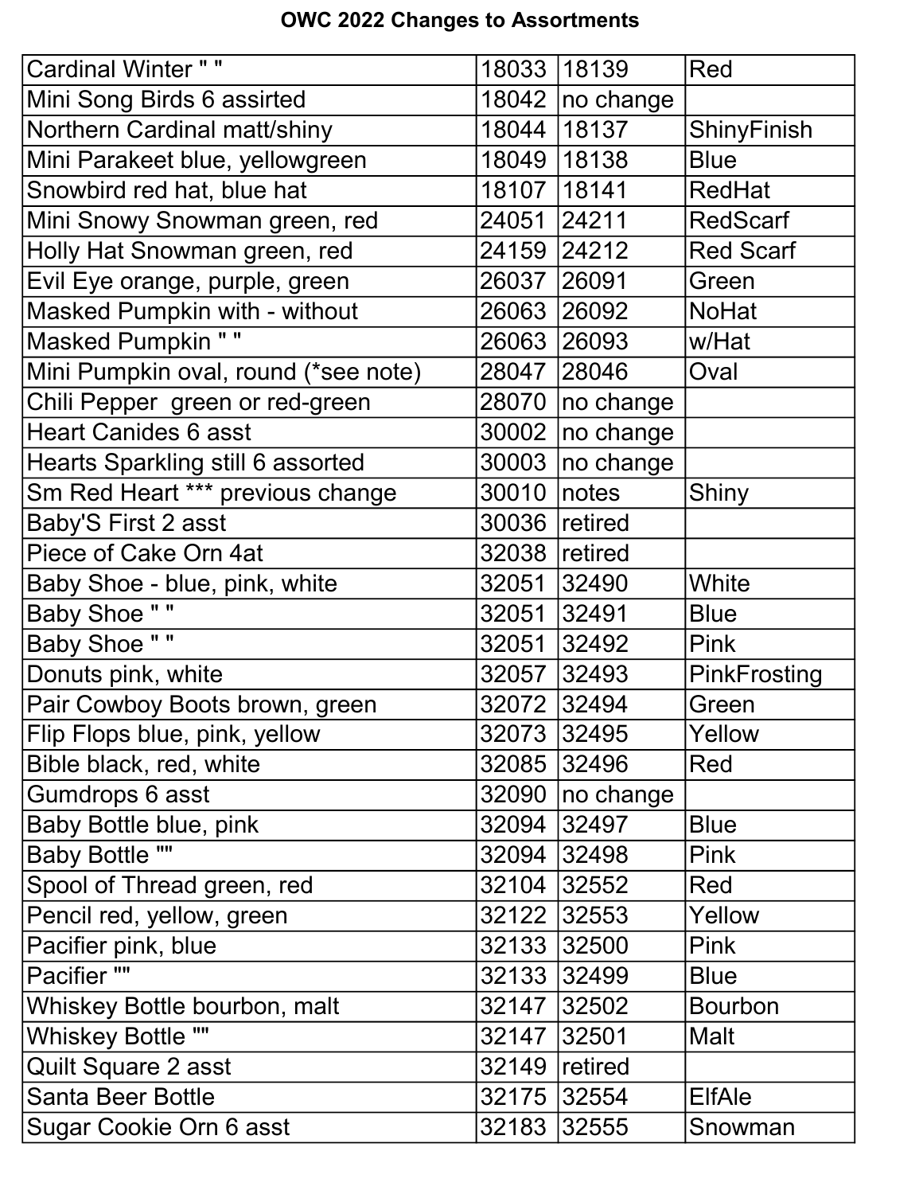# OWC 2022 Changes to Assortments

| | | | |
|---|---|---|---|
| Cardinal Winter " " | 18033 | 18139 | Red |
| Mini Song Birds 6 assirted | 18042 | no change | |
| Northern Cardinal matt/shiny | 18044 | 18137 | ShinyFinish |
| Mini Parakeet blue, yellowgreen | 18049 | 18138 | Blue |
| Snowbird red hat, blue hat | 18107 | 18141 | RedHat |
| Mini Snowy Snowman green, red | 24051 | 24211 | RedScarf |
| Holly Hat Snowman green, red | 24159 | 24212 | Red Scarf |
| Evil Eye orange, purple, green | 26037 | 26091 | Green |
| Masked Pumpkin with - without | 26063 | 26092 | NoHat |
| Masked Pumpkin " " | 26063 | 26093 | w/Hat |
| Mini Pumpkin oval, round (*see note) | 28047 | 28046 | Oval |
| Chili Pepper  green or red-green | 28070 | no change | |
| Heart Canides 6 asst | 30002 | no change | |
| Hearts Sparkling still 6 assorted | 30003 | no change | |
| Sm Red Heart *** previous change | 30010 | notes | Shiny |
| Baby'S First 2 asst | 30036 | retired | |
| Piece of Cake Orn 4at | 32038 | retired | |
| Baby Shoe - blue, pink, white | 32051 | 32490 | White |
| Baby Shoe " " | 32051 | 32491 | Blue |
| Baby Shoe " " | 32051 | 32492 | Pink |
| Donuts pink, white | 32057 | 32493 | PinkFrosting |
| Pair Cowboy Boots brown, green | 32072 | 32494 | Green |
| Flip Flops blue, pink, yellow | 32073 | 32495 | Yellow |
| Bible black, red, white | 32085 | 32496 | Red |
| Gumdrops 6 asst | 32090 | no change | |
| Baby Bottle blue, pink | 32094 | 32497 | Blue |
| Baby Bottle "" | 32094 | 32498 | Pink |
| Spool of Thread green, red | 32104 | 32552 | Red |
| Pencil red, yellow, green | 32122 | 32553 | Yellow |
| Pacifier pink, blue | 32133 | 32500 | Pink |
| Pacifier "" | 32133 | 32499 | Blue |
| Whiskey Bottle bourbon, malt | 32147 | 32502 | Bourbon |
| Whiskey Bottle "" | 32147 | 32501 | Malt |
| Quilt Square 2 asst | 32149 | retired | |
| Santa Beer Bottle | 32175 | 32554 | ElfAle |
| Sugar Cookie Orn 6 asst | 32183 | 32555 | Snowman |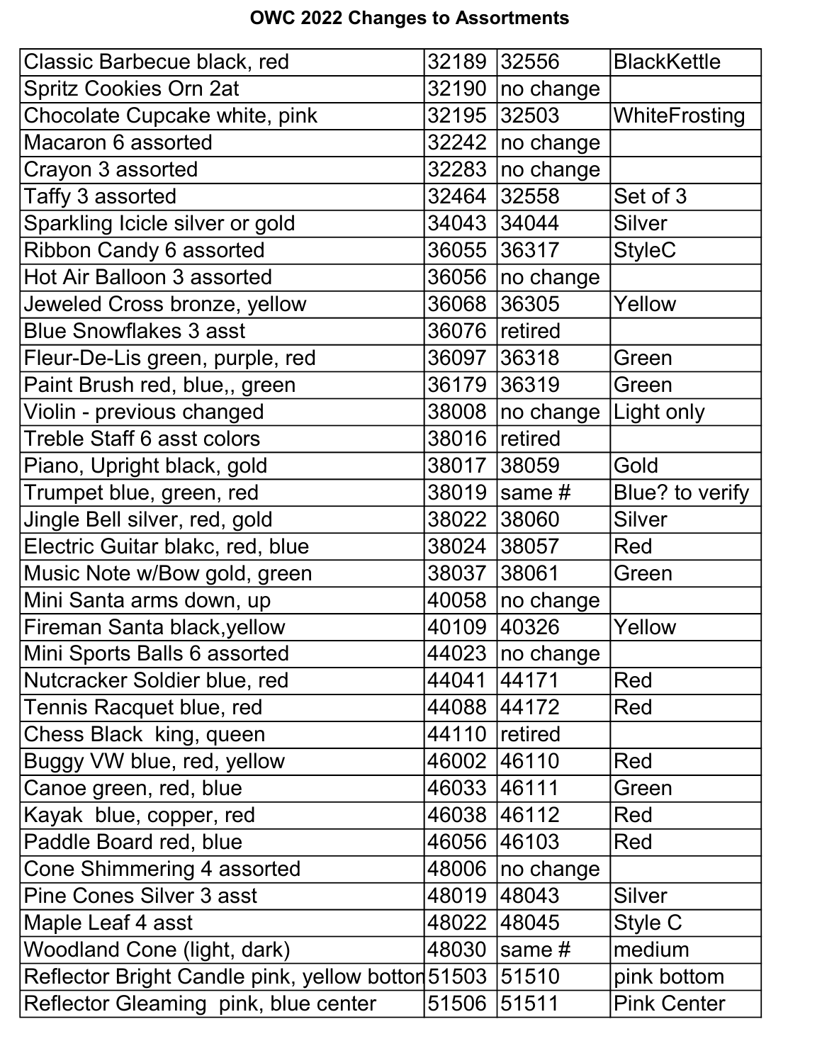# OWC 2022 Changes to Assortments

| | | | |
|---|---|---|---|
| Classic Barbecue black, red | 32189 | 32556 | BlackKettle |
| Spritz Cookies Orn 2at | 32190 | no change | |
| Chocolate Cupcake white, pink | 32195 | 32503 | WhiteFrosting |
| Macaron 6 assorted | 32242 | no change | |
| Crayon 3 assorted | 32283 | no change | |
| Taffy 3 assorted | 32464 | 32558 | Set of 3 |
| Sparkling Icicle silver or gold | 34043 | 34044 | Silver |
| Ribbon Candy 6 assorted | 36055 | 36317 | StyleC |
| Hot Air Balloon 3 assorted | 36056 | no change | |
| Jeweled Cross bronze, yellow | 36068 | 36305 | Yellow |
| Blue Snowflakes 3 asst | 36076 | retired | |
| Fleur-De-Lis green, purple, red | 36097 | 36318 | Green |
| Paint Brush red, blue,, green | 36179 | 36319 | Green |
| Violin - previous changed | 38008 | no change | Light only |
| Treble Staff 6 asst colors | 38016 | retired | |
| Piano, Upright black, gold | 38017 | 38059 | Gold |
| Trumpet blue, green, red | 38019 | same # | Blue? to verify |
| Jingle Bell silver, red, gold | 38022 | 38060 | Silver |
| Electric Guitar blakc, red, blue | 38024 | 38057 | Red |
| Music Note w/Bow gold, green | 38037 | 38061 | Green |
| Mini Santa arms down, up | 40058 | no change | |
| Fireman Santa black,yellow | 40109 | 40326 | Yellow |
| Mini Sports Balls 6 assorted | 44023 | no change | |
| Nutcracker Soldier blue, red | 44041 | 44171 | Red |
| Tennis Racquet blue, red | 44088 | 44172 | Red |
| Chess Black king, queen | 44110 | retired | |
| Buggy VW blue, red, yellow | 46002 | 46110 | Red |
| Canoe green, red, blue | 46033 | 46111 | Green |
| Kayak blue, copper, red | 46038 | 46112 | Red |
| Paddle Board red, blue | 46056 | 46103 | Red |
| Cone Shimmering 4 assorted | 48006 | no change | |
| Pine Cones Silver 3 asst | 48019 | 48043 | Silver |
| Maple Leaf 4 asst | 48022 | 48045 | Style C |
| Woodland Cone (light, dark) | 48030 | same # | medium |
| Reflector Bright Candle pink, yellow botton | 51503 | 51510 | pink bottom |
| Reflector Gleaming pink, blue center | 51506 | 51511 | Pink Center |